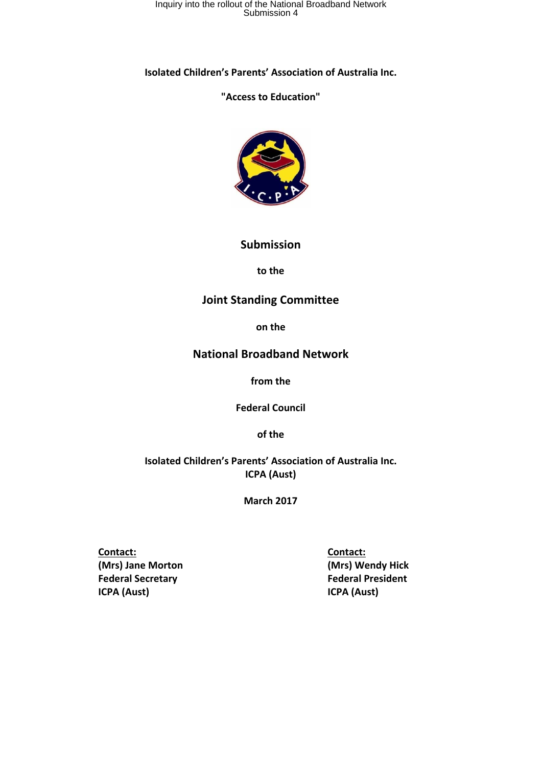**Isolated Children's Parents' Association of Australia Inc.**

**"Access to Education"**

# Submission

**to the**

## Joint Standing Committee

**on the**

## National Broadband Network

**from the**

**Federal Council**

**of the**

**Isolated Children's Parents' Association of Australia Inc.**
**ICPA (Aust)**

**March 2017**

**Contact:**
**(Mrs) Jane Morton**
**Federal Secretary**
**ICPA (Aust)**

**Contact:**
**(Mrs) Wendy Hick**
**Federal President**
**ICPA (Aust)**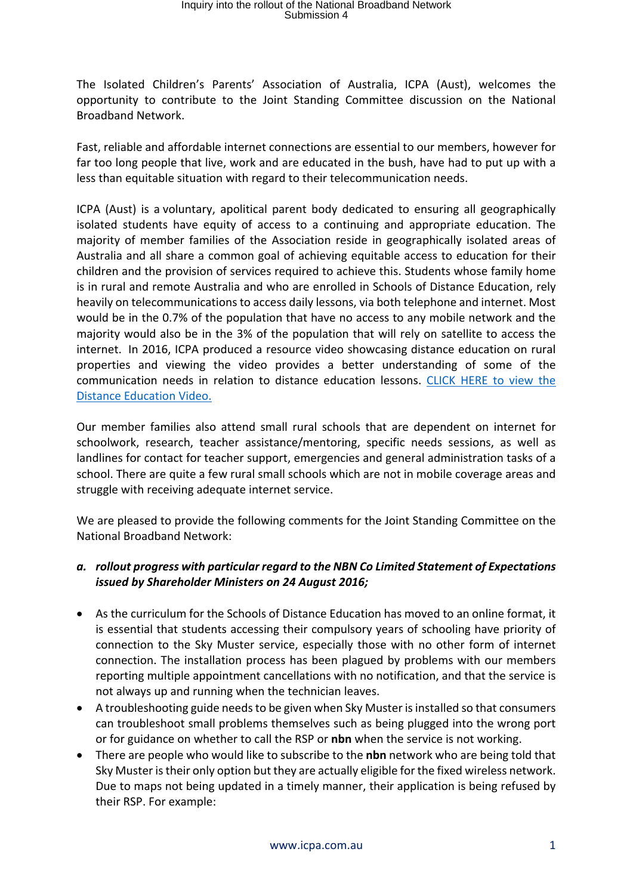The Isolated Children's Parents' Association of Australia, ICPA (Aust), welcomes the opportunity to contribute to the Joint Standing Committee discussion on the National Broadband Network.

Fast, reliable and affordable internet connections are essential to our members, however for far too long people that live, work and are educated in the bush, have had to put up with a less than equitable situation with regard to their telecommunication needs.

ICPA (Aust) is a voluntary, apolitical parent body dedicated to ensuring all geographically isolated students have equity of access to a continuing and appropriate education. The majority of member families of the Association reside in geographically isolated areas of Australia and all share a common goal of achieving equitable access to education for their children and the provision of services required to achieve this. Students whose family home is in rural and remote Australia and who are enrolled in Schools of Distance Education, rely heavily on telecommunications to access daily lessons, via both telephone and internet. Most would be in the 0.7% of the population that have no access to any mobile network and the majority would also be in the 3% of the population that will rely on satellite to access the internet. In 2016, ICPA produced a resource video showcasing distance education on rural properties and viewing the video provides a better understanding of some of the communication needs in relation to distance education lessons. [CLICK HERE to view the Distance Education Video.]

Our member families also attend small rural schools that are dependent on internet for schoolwork, research, teacher assistance/mentoring, specific needs sessions, as well as landlines for contact for teacher support, emergencies and general administration tasks of a school. There are quite a few rural small schools which are not in mobile coverage areas and struggle with receiving adequate internet service.

We are pleased to provide the following comments for the Joint Standing Committee on the National Broadband Network:

***a. rollout progress with particular regard to the NBN Co Limited Statement of Expectations issued by Shareholder Ministers on 24 August 2016;***

- As the curriculum for the Schools of Distance Education has moved to an online format, it is essential that students accessing their compulsory years of schooling have priority of connection to the Sky Muster service, especially those with no other form of internet connection. The installation process has been plagued by problems with our members reporting multiple appointment cancellations with no notification, and that the service is not always up and running when the technician leaves.
- A troubleshooting guide needs to be given when Sky Muster is installed so that consumers can troubleshoot small problems themselves such as being plugged into the wrong port or for guidance on whether to call the RSP or **nbn** when the service is not working.
- There are people who would like to subscribe to the **nbn** network who are being told that Sky Muster is their only option but they are actually eligible for the fixed wireless network. Due to maps not being updated in a timely manner, their application is being refused by their RSP. For example: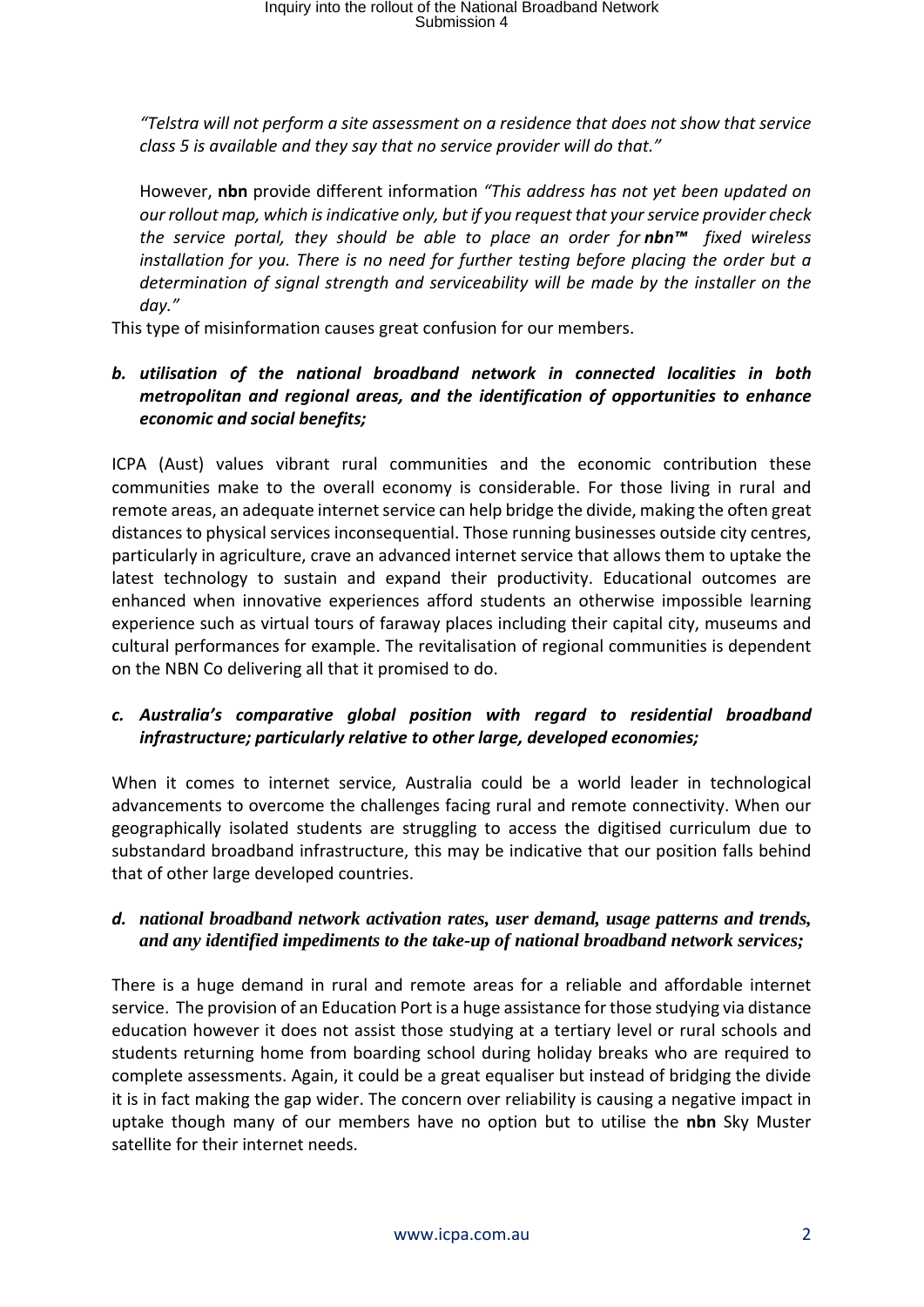*"Telstra will not perform a site assessment on a residence that does not show that service class 5 is available and they say that no service provider will do that."*

However, **nbn** provide different information *"This address has not yet been updated on our rollout map, which is indicative only, but if you request that your service provider check the service portal, they should be able to place an order for **nbn™** fixed wireless installation for you. There is no need for further testing before placing the order but a determination of signal strength and serviceability will be made by the installer on the day."*

This type of misinformation causes great confusion for our members.

***b. utilisation of the national broadband network in connected localities in both metropolitan and regional areas, and the identification of opportunities to enhance economic and social benefits;***

ICPA (Aust) values vibrant rural communities and the economic contribution these communities make to the overall economy is considerable. For those living in rural and remote areas, an adequate internet service can help bridge the divide, making the often great distances to physical services inconsequential. Those running businesses outside city centres, particularly in agriculture, crave an advanced internet service that allows them to uptake the latest technology to sustain and expand their productivity. Educational outcomes are enhanced when innovative experiences afford students an otherwise impossible learning experience such as virtual tours of faraway places including their capital city, museums and cultural performances for example. The revitalisation of regional communities is dependent on the NBN Co delivering all that it promised to do.

***c. Australia's comparative global position with regard to residential broadband infrastructure; particularly relative to other large, developed economies;***

When it comes to internet service, Australia could be a world leader in technological advancements to overcome the challenges facing rural and remote connectivity. When our geographically isolated students are struggling to access the digitised curriculum due to substandard broadband infrastructure, this may be indicative that our position falls behind that of other large developed countries.

***d. national broadband network activation rates, user demand, usage patterns and trends, and any identified impediments to the take-up of national broadband network services;***

There is a huge demand in rural and remote areas for a reliable and affordable internet service. The provision of an Education Port is a huge assistance for those studying via distance education however it does not assist those studying at a tertiary level or rural schools and students returning home from boarding school during holiday breaks who are required to complete assessments. Again, it could be a great equaliser but instead of bridging the divide it is in fact making the gap wider. The concern over reliability is causing a negative impact in uptake though many of our members have no option but to utilise the **nbn** Sky Muster satellite for their internet needs.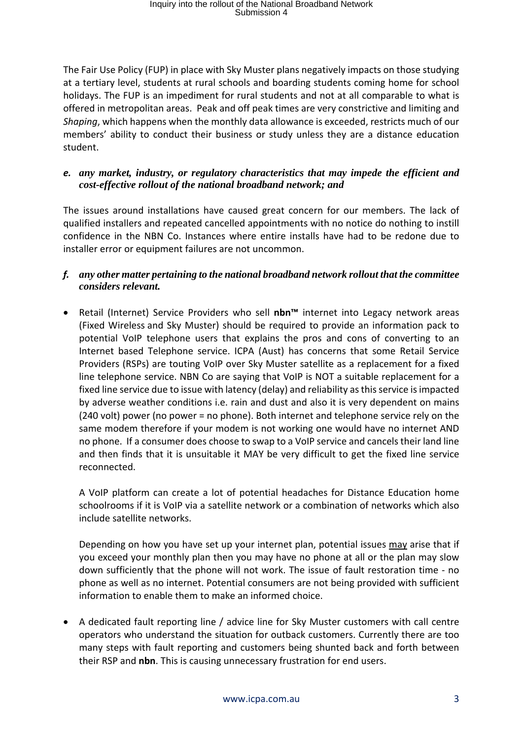The Fair Use Policy (FUP) in place with Sky Muster plans negatively impacts on those studying at a tertiary level, students at rural schools and boarding students coming home for school holidays. The FUP is an impediment for rural students and not at all comparable to what is offered in metropolitan areas. Peak and off peak times are very constrictive and limiting and *Shaping*, which happens when the monthly data allowance is exceeded, restricts much of our members' ability to conduct their business or study unless they are a distance education student.

***e. any market, industry, or regulatory characteristics that may impede the efficient and cost-effective rollout of the national broadband network; and***

The issues around installations have caused great concern for our members. The lack of qualified installers and repeated cancelled appointments with no notice do nothing to instill confidence in the NBN Co. Instances where entire installs have had to be redone due to installer error or equipment failures are not uncommon.

***f. any other matter pertaining to the national broadband network rollout that the committee considers relevant.***

- Retail (Internet) Service Providers who sell **nbn™** internet into Legacy network areas (Fixed Wireless and Sky Muster) should be required to provide an information pack to potential VoIP telephone users that explains the pros and cons of converting to an Internet based Telephone service. ICPA (Aust) has concerns that some Retail Service Providers (RSPs) are touting VoIP over Sky Muster satellite as a replacement for a fixed line telephone service. NBN Co are saying that VoIP is NOT a suitable replacement for a fixed line service due to issue with latency (delay) and reliability as this service is impacted by adverse weather conditions i.e. rain and dust and also it is very dependent on mains (240 volt) power (no power = no phone). Both internet and telephone service rely on the same modem therefore if your modem is not working one would have no internet AND no phone. If a consumer does choose to swap to a VoIP service and cancels their land line and then finds that it is unsuitable it MAY be very difficult to get the fixed line service reconnected.

  A VoIP platform can create a lot of potential headaches for Distance Education home schoolrooms if it is VoIP via a satellite network or a combination of networks which also include satellite networks.

  Depending on how you have set up your internet plan, potential issues <u>may</u> arise that if you exceed your monthly plan then you may have no phone at all or the plan may slow down sufficiently that the phone will not work. The issue of fault restoration time - no phone as well as no internet. Potential consumers are not being provided with sufficient information to enable them to make an informed choice.

- A dedicated fault reporting line / advice line for Sky Muster customers with call centre operators who understand the situation for outback customers. Currently there are too many steps with fault reporting and customers being shunted back and forth between their RSP and **nbn**. This is causing unnecessary frustration for end users.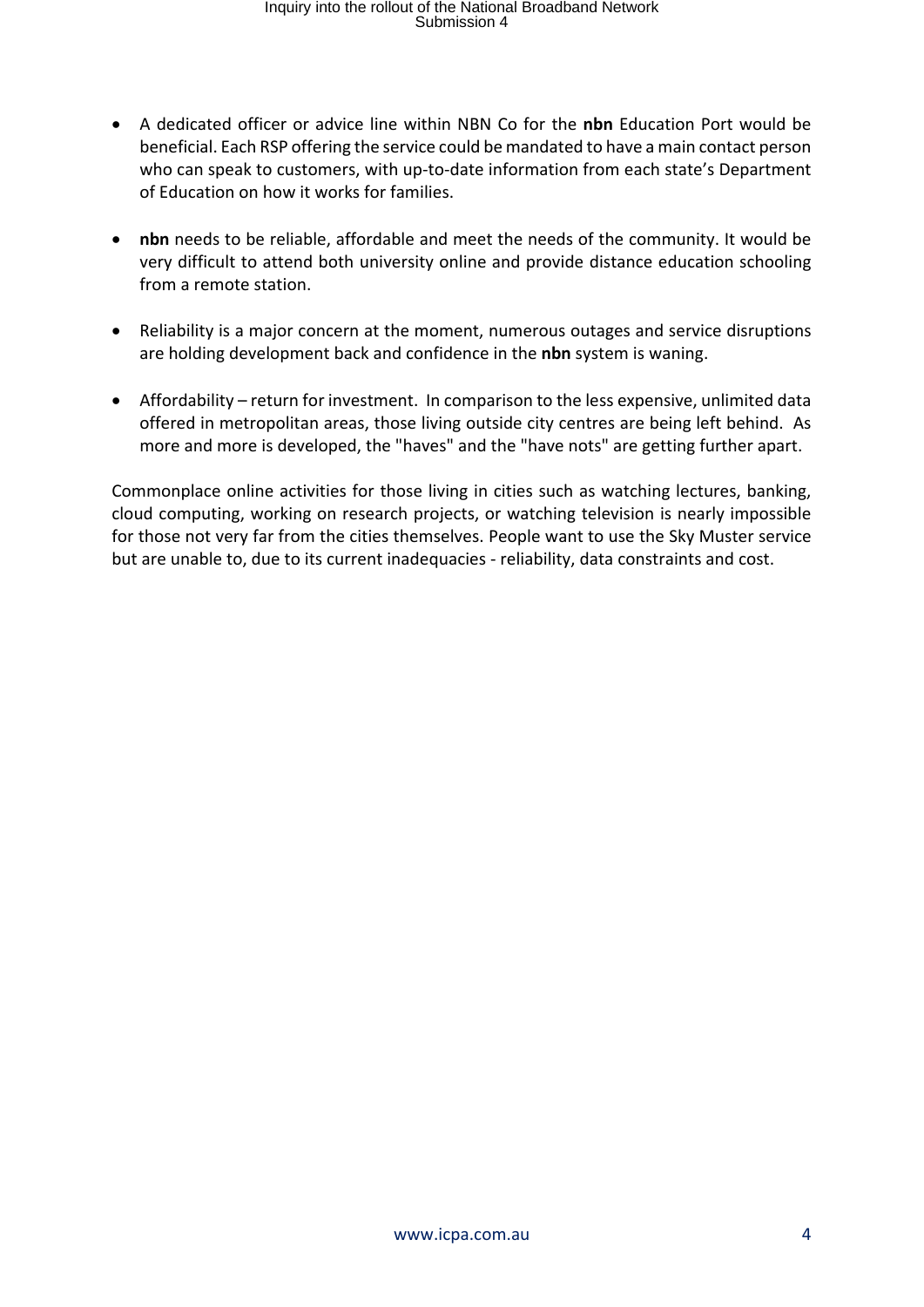- A dedicated officer or advice line within NBN Co for the **nbn** Education Port would be beneficial. Each RSP offering the service could be mandated to have a main contact person who can speak to customers, with up-to-date information from each state's Department of Education on how it works for families.

- **nbn** needs to be reliable, affordable and meet the needs of the community. It would be very difficult to attend both university online and provide distance education schooling from a remote station.

- Reliability is a major concern at the moment, numerous outages and service disruptions are holding development back and confidence in the **nbn** system is waning.

- Affordability – return for investment. In comparison to the less expensive, unlimited data offered in metropolitan areas, those living outside city centres are being left behind. As more and more is developed, the "haves" and the "have nots" are getting further apart.

Commonplace online activities for those living in cities such as watching lectures, banking, cloud computing, working on research projects, or watching television is nearly impossible for those not very far from the cities themselves. People want to use the Sky Muster service but are unable to, due to its current inadequacies - reliability, data constraints and cost.